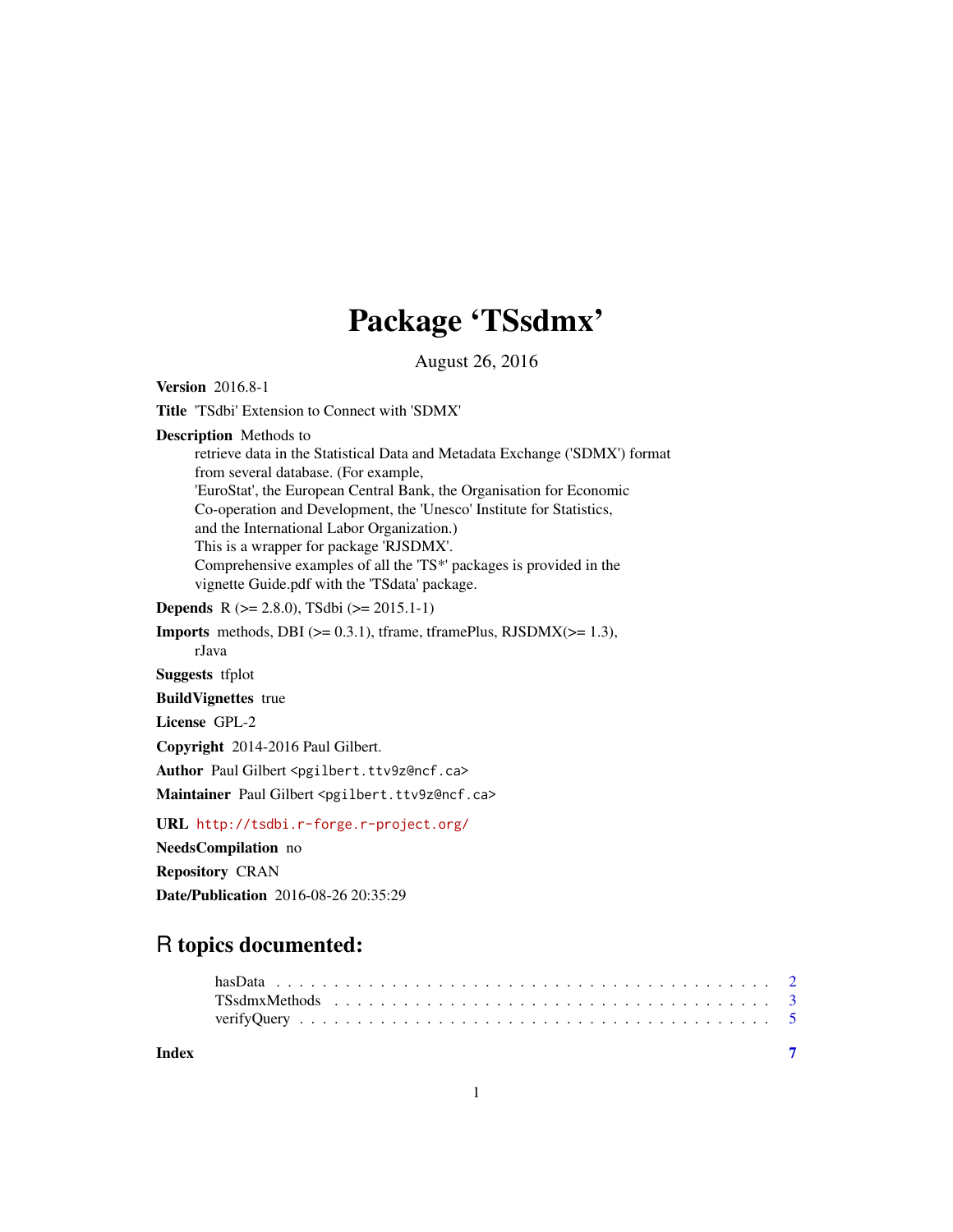# Package 'TSsdmx'

August 26, 2016

**Version** 2016.8-1

**Title** 'TSdbi' Extension to Connect with 'SDMX'

**Description** Methods to
retrieve data in the Statistical Data and Metadata Exchange ('SDMX') format
from several database. (For example,
'EuroStat', the European Central Bank, the Organisation for Economic
Co-operation and Development, the 'Unesco' Institute for Statistics,
and the International Labor Organization.)
This is a wrapper for package 'RJSDMX'.
Comprehensive examples of all the 'TS*' packages is provided in the
vignette Guide.pdf with the 'TSdata' package.

**Depends** R (>= 2.8.0), TSdbi (>= 2015.1-1)

**Imports** methods, DBI (>= 0.3.1), tframe, tframePlus, RJSDMX(>= 1.3),
rJava

**Suggests** tfplot

**BuildVignettes** true

**License** GPL-2

**Copyright** 2014-2016 Paul Gilbert.

**Author** Paul Gilbert <pgilbert.ttv9z@ncf.ca>

**Maintainer** Paul Gilbert <pgilbert.ttv9z@ncf.ca>

**URL** http://tsdbi.r-forge.r-project.org/

**NeedsCompilation** no

**Repository** CRAN

**Date/Publication** 2016-08-26 20:35:29

## R topics documented:

- hasData . . . . . . . . . . . . . . . . . . . . . . . . . . . . . . . . . . . . . . . . 2
- TSsdmxMethods . . . . . . . . . . . . . . . . . . . . . . . . . . . . . . . . . . . . 3
- verifyQuery . . . . . . . . . . . . . . . . . . . . . . . . . . . . . . . . . . . . . . 5

**Index** 7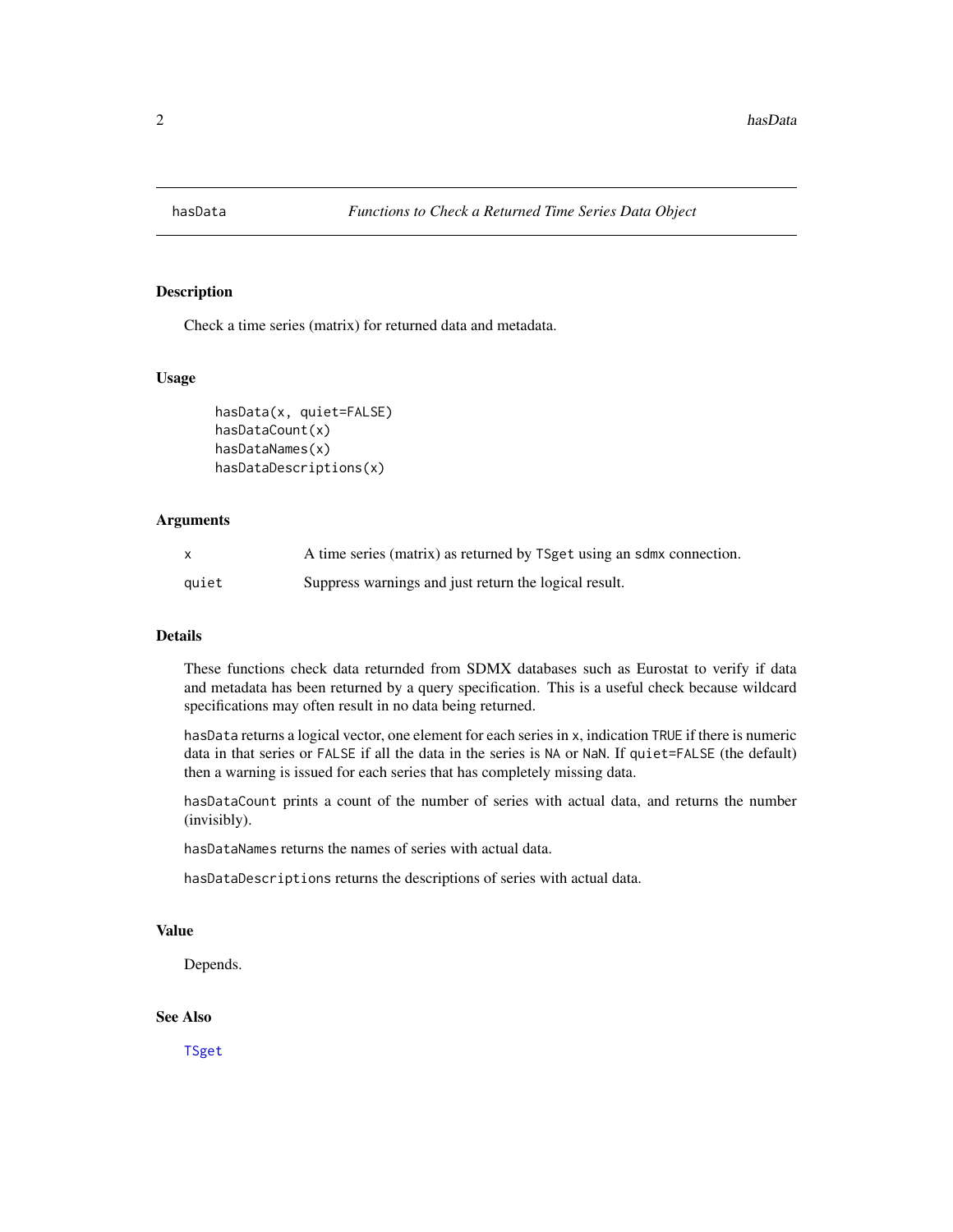## hasData — *Functions to Check a Returned Time Series Data Object*

### Description

Check a time series (matrix) for returned data and metadata.

### Usage

```
hasData(x, quiet=FALSE)
hasDataCount(x)
hasDataNames(x)
hasDataDescriptions(x)
```

### Arguments

| | |
|---|---|
| x | A time series (matrix) as returned by `TSget` using an `sdmx` connection. |
| quiet | Suppress warnings and just return the logical result. |

### Details

These functions check data returnded from SDMX databases such as Eurostat to verify if data and metadata has been returned by a query specification. This is a useful check because wildcard specifications may often result in no data being returned.

`hasData` returns a logical vector, one element for each series in `x`, indication `TRUE` if there is numeric data in that series or `FALSE` if all the data in the series is `NA` or `NaN`. If `quiet=FALSE` (the default) then a warning is issued for each series that has completely missing data.

`hasDataCount` prints a count of the number of series with actual data, and returns the number (invisibly).

`hasDataNames` returns the names of series with actual data.

`hasDataDescriptions` returns the descriptions of series with actual data.

### Value

Depends.

### See Also

`TSget`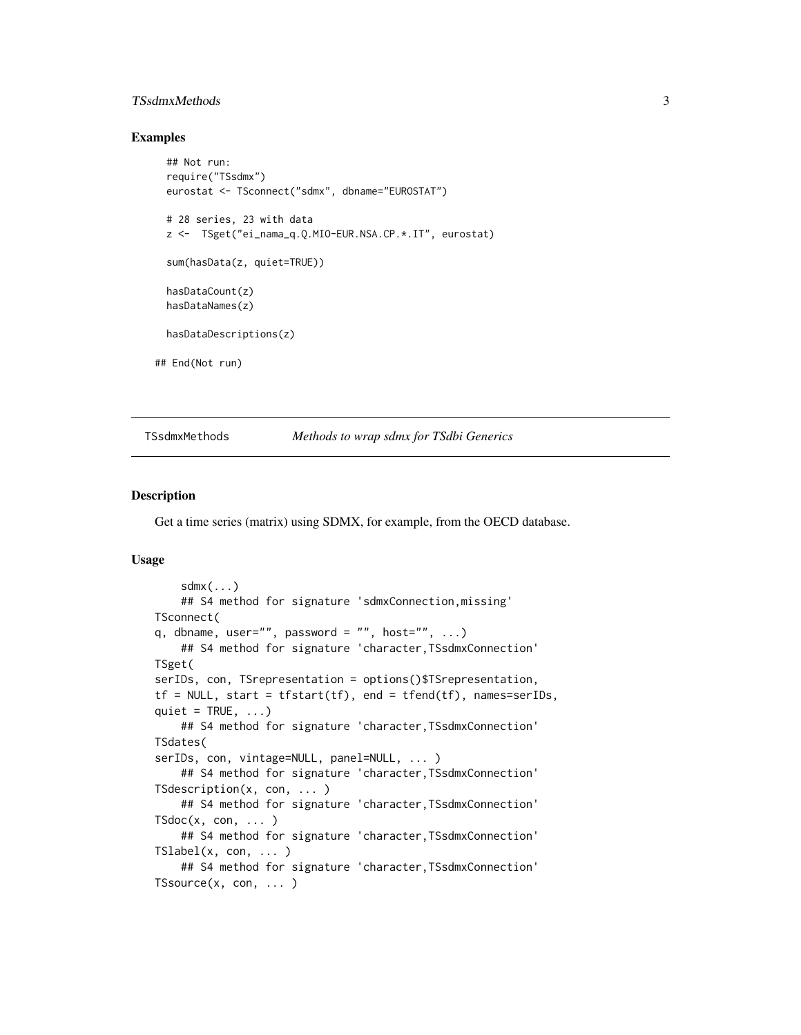## Examples

```
  ## Not run:
  require("TSsdmx")
  eurostat <- TSconnect("sdmx", dbname="EUROSTAT")

  # 28 series, 23 with data
  z <-  TSget("ei_nama_q.Q.MIO-EUR.NSA.CP.*.IT", eurostat)

  sum(hasData(z, quiet=TRUE))

  hasDataCount(z)
  hasDataNames(z)

  hasDataDescriptions(z)

## End(Not run)
```

---

TSsdmxMethods — *Methods to wrap sdmx for TSdbi Generics*

---

## Description

Get a time series (matrix) using SDMX, for example, from the OECD database.

## Usage

```
    sdmx(...)
    ## S4 method for signature 'sdmxConnection,missing'
TSconnect(
q, dbname, user="", password = "", host="", ...)
    ## S4 method for signature 'character,TSsdmxConnection'
TSget(
serIDs, con, TSrepresentation = options()$TSrepresentation,
tf = NULL, start = tfstart(tf), end = tfend(tf), names=serIDs,
quiet = TRUE, ...)
    ## S4 method for signature 'character,TSsdmxConnection'
TSdates(
serIDs, con, vintage=NULL, panel=NULL, ... )
    ## S4 method for signature 'character,TSsdmxConnection'
TSdescription(x, con, ... )
    ## S4 method for signature 'character,TSsdmxConnection'
TSdoc(x, con, ... )
    ## S4 method for signature 'character,TSsdmxConnection'
TSlabel(x, con, ... )
    ## S4 method for signature 'character,TSsdmxConnection'
TSsource(x, con, ... )
```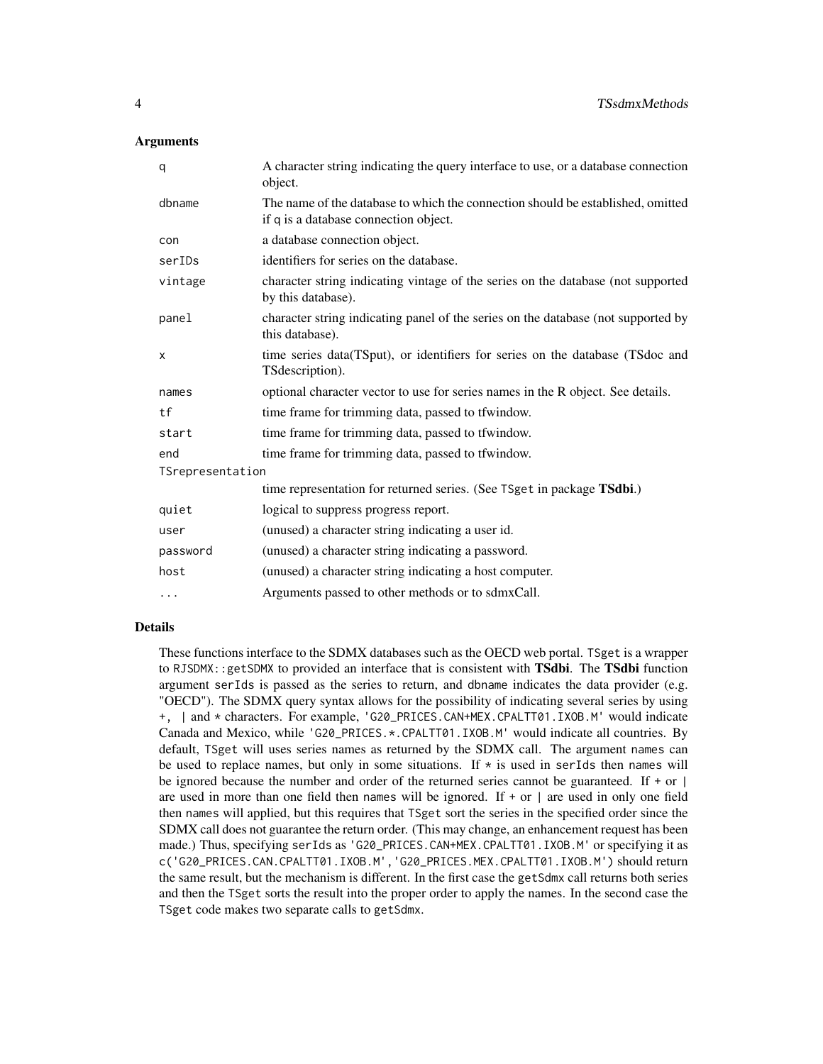### Arguments

| | |
|---|---|
| `q` | A character string indicating the query interface to use, or a database connection object. |
| `dbname` | The name of the database to which the connection should be established, omitted if `q` is a database connection object. |
| `con` | a database connection object. |
| `serIDs` | identifiers for series on the database. |
| `vintage` | character string indicating vintage of the series on the database (not supported by this database). |
| `panel` | character string indicating panel of the series on the database (not supported by this database). |
| `x` | time series data(TSput), or identifiers for series on the database (TSdoc and TSdescription). |
| `names` | optional character vector to use for series names in the R object. See details. |
| `tf` | time frame for trimming data, passed to tfwindow. |
| `start` | time frame for trimming data, passed to tfwindow. |
| `end` | time frame for trimming data, passed to tfwindow. |
| `TSrepresentation` | time representation for returned series. (See `TSget` in package **TSdbi**.) |
| `quiet` | logical to suppress progress report. |
| `user` | (unused) a character string indicating a user id. |
| `password` | (unused) a character string indicating a password. |
| `host` | (unused) a character string indicating a host computer. |
| `...` | Arguments passed to other methods or to sdmxCall. |

### Details

These functions interface to the SDMX databases such as the OECD web portal. `TSget` is a wrapper to `RJSDMX::getSDMX` to provided an interface that is consistent with **TSdbi**. The **TSdbi** function argument `serIds` is passed as the series to return, and `dbname` indicates the data provider (e.g. "OECD"). The SDMX query syntax allows for the possibility of indicating several series by using `+`, `|` and `*` characters. For example, `'G20_PRICES.CAN+MEX.CPALTT01.IXOB.M'` would indicate Canada and Mexico, while `'G20_PRICES.*.CPALTT01.IXOB.M'` would indicate all countries. By default, `TSget` will uses series names as returned by the SDMX call. The argument `names` can be used to replace names, but only in some situations. If `*` is used in `serIds` then `names` will be ignored because the number and order of the returned series cannot be guaranteed. If `+` or `|` are used in more than one field then `names` will be ignored. If `+` or `|` are used in only one field then `names` will applied, but this requires that `TSget` sort the series in the specified order since the SDMX call does not guarantee the return order. (This may change, an enhancement request has been made.) Thus, specifying `serIds` as `'G20_PRICES.CAN+MEX.CPALTT01.IXOB.M'` or specifying it as `c('G20_PRICES.CAN.CPALTT01.IXOB.M','G20_PRICES.MEX.CPALTT01.IXOB.M')` should return the same result, but the mechanism is different. In the first case the `getSdmx` call returns both series and then the `TSget` sorts the result into the proper order to apply the names. In the second case the `TSget` code makes two separate calls to `getSdmx`.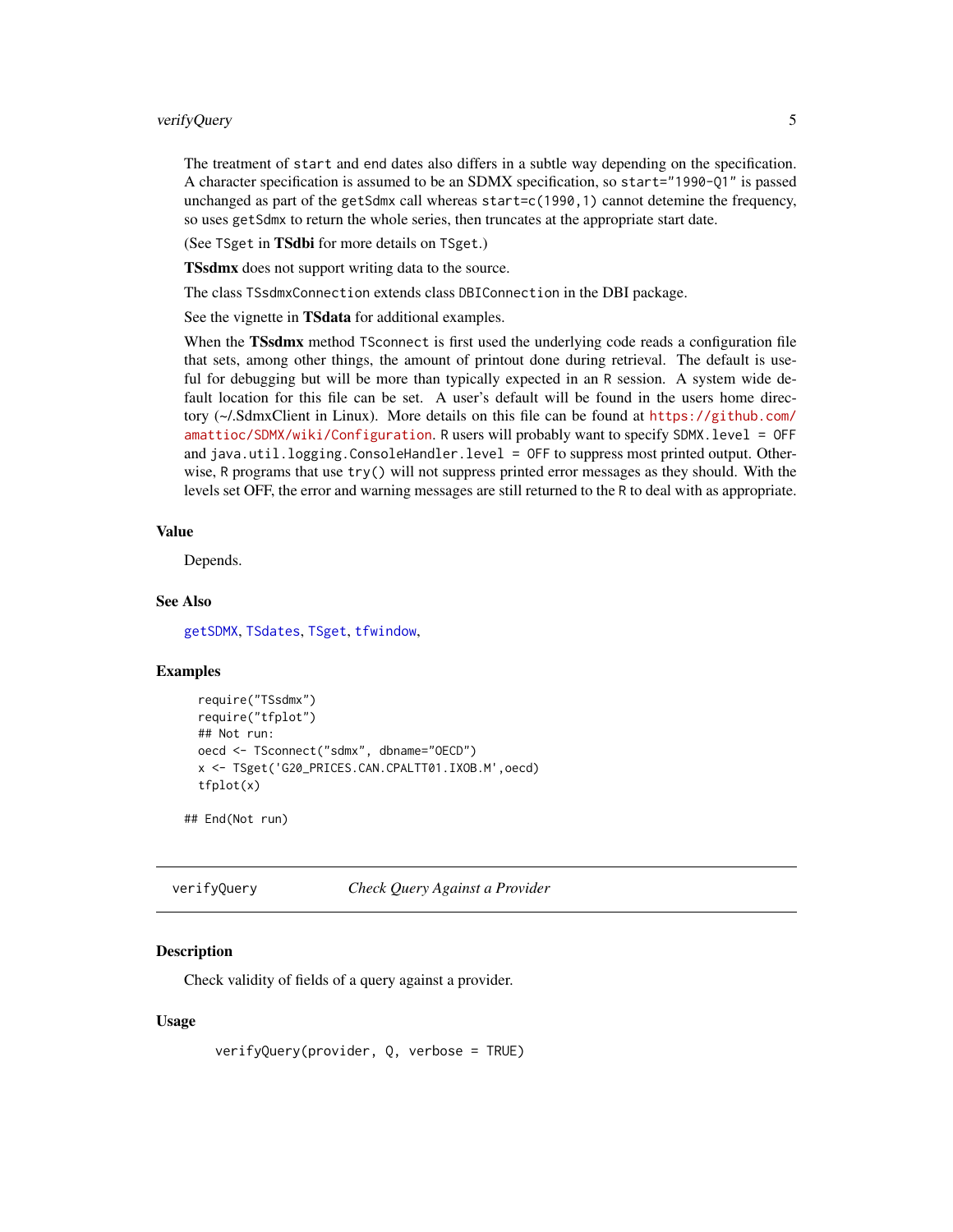The treatment of `start` and `end` dates also differs in a subtle way depending on the specification. A character specification is assumed to be an SDMX specification, so `start="1990-Q1"` is passed unchanged as part of the `getSdmx` call whereas `start=c(1990,1)` cannot detemine the frequency, so uses `getSdmx` to return the whole series, then truncates at the appropriate start date.

(See `TSget` in **TSdbi** for more details on `TSget`.)

**TSsdmx** does not support writing data to the source.

The class `TSsdmxConnection` extends class `DBIConnection` in the DBI package.

See the vignette in **TSdata** for additional examples.

When the **TSsdmx** method `TSconnect` is first used the underlying code reads a configuration file that sets, among other things, the amount of printout done during retrieval. The default is useful for debugging but will be more than typically expected in an R session. A system wide default location for this file can be set. A user's default will be found in the users home directory (~/.SdmxClient in Linux). More details on this file can be found at https://github.com/amattioc/SDMX/wiki/Configuration. R users will probably want to specify `SDMX.level = OFF` and `java.util.logging.ConsoleHandler.level = OFF` to suppress most printed output. Otherwise, R programs that use `try()` will not suppress printed error messages as they should. With the levels set OFF, the error and warning messages are still returned to the R to deal with as appropriate.

### Value

Depends.

### See Also

`getSDMX`, `TSdates`, `TSget`, `tfwindow`,

### Examples

```
  require("TSsdmx")
  require("tfplot")
  ## Not run:
  oecd <- TSconnect("sdmx", dbname="OECD")
  x <- TSget('G20_PRICES.CAN.CPALTT01.IXOB.M',oecd)
  tfplot(x)

## End(Not run)
```

---

## verifyQuery — *Check Query Against a Provider*

### Description

Check validity of fields of a query against a provider.

### Usage

```
verifyQuery(provider, Q, verbose = TRUE)
```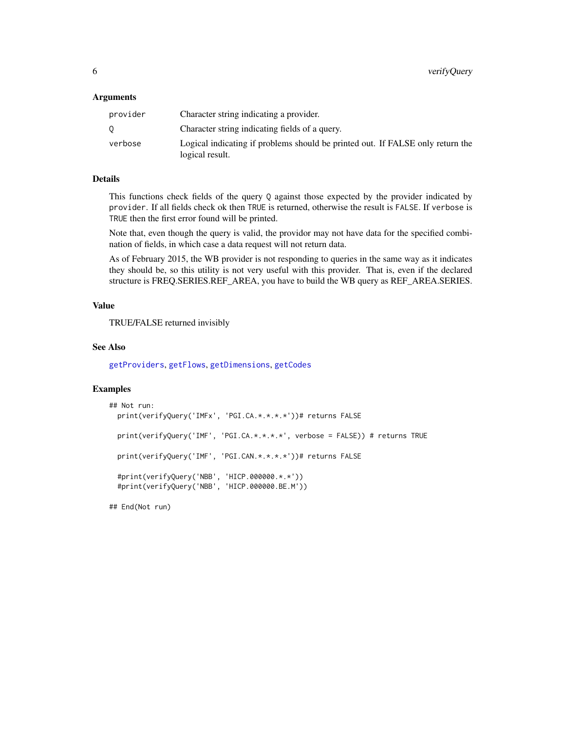### Arguments

| | |
|---|---|
| `provider` | Character string indicating a provider. |
| `Q` | Character string indicating fields of a query. |
| `verbose` | Logical indicating if problems should be printed out. If FALSE only return the logical result. |

### Details

This functions check fields of the query `Q` against those expected by the provider indicated by `provider`. If all fields check ok then `TRUE` is returned, otherwise the result is `FALSE`. If `verbose` is `TRUE` then the first error found will be printed.

Note that, even though the query is valid, the providor may not have data for the specified combination of fields, in which case a data request will not return data.

As of February 2015, the WB provider is not responding to queries in the same way as it indicates they should be, so this utility is not very useful with this provider. That is, even if the declared structure is FREQ.SERIES.REF_AREA, you have to build the WB query as REF_AREA.SERIES.

### Value

TRUE/FALSE returned invisibly

### See Also

`getProviders`, `getFlows`, `getDimensions`, `getCodes`

### Examples

```
## Not run:
  print(verifyQuery('IMFx', 'PGI.CA.*.*.*.*'))# returns FALSE

  print(verifyQuery('IMF', 'PGI.CA.*.*.*.*', verbose = FALSE)) # returns TRUE

  print(verifyQuery('IMF', 'PGI.CAN.*.*.*.*'))# returns FALSE

  #print(verifyQuery('NBB', 'HICP.000000.*.*'))
  #print(verifyQuery('NBB', 'HICP.000000.BE.M'))

## End(Not run)
```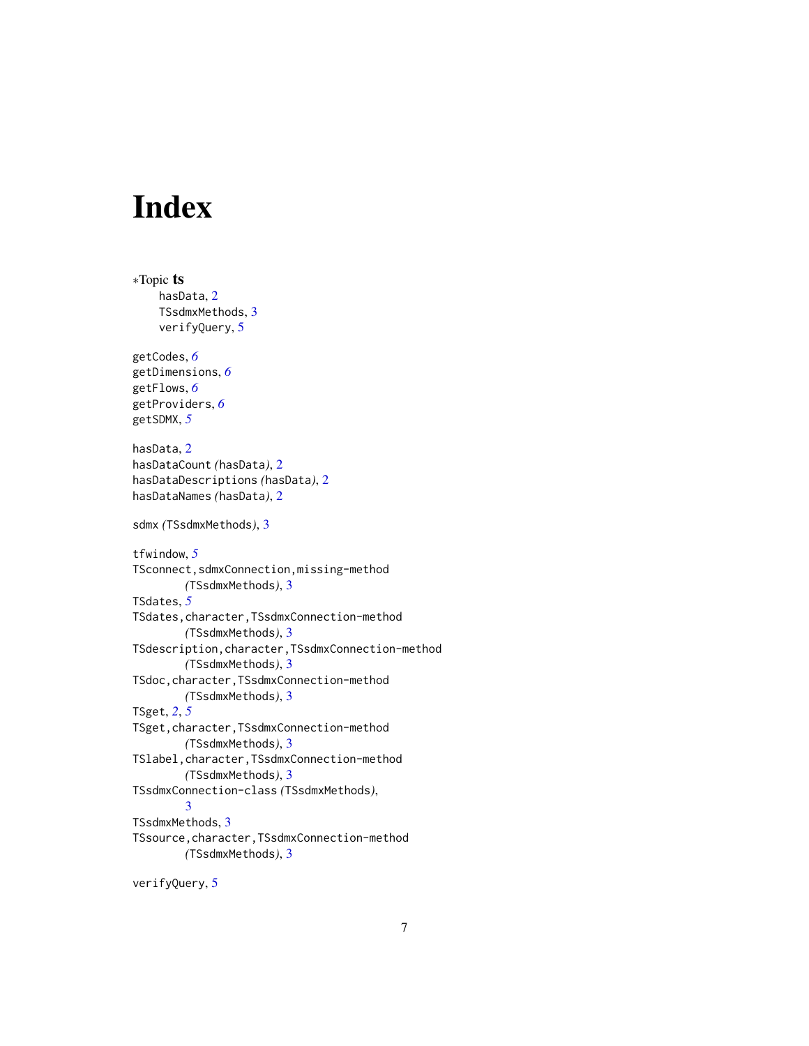# Index

∗Topic **ts**
- hasData, 2
- TSsdmxMethods, 3
- verifyQuery, 5

getCodes, *6*
getDimensions, *6*
getFlows, *6*
getProviders, *6*
getSDMX, *5*

hasData, 2
hasDataCount *(*hasData*)*, 2
hasDataDescriptions *(*hasData*)*, 2
hasDataNames *(*hasData*)*, 2

sdmx *(*TSsdmxMethods*)*, 3

tfwindow, *5*
TSconnect,sdmxConnection,missing-method *(*TSsdmxMethods*)*, 3
TSdates, *5*
TSdates,character,TSsdmxConnection-method *(*TSsdmxMethods*)*, 3
TSdescription,character,TSsdmxConnection-method *(*TSsdmxMethods*)*, 3
TSdoc,character,TSsdmxConnection-method *(*TSsdmxMethods*)*, 3
TSget, *2*, *5*
TSget,character,TSsdmxConnection-method *(*TSsdmxMethods*)*, 3
TSlabel,character,TSsdmxConnection-method *(*TSsdmxMethods*)*, 3
TSsdmxConnection-class *(*TSsdmxMethods*)*, 3
TSsdmxMethods, 3
TSsource,character,TSsdmxConnection-method *(*TSsdmxMethods*)*, 3

verifyQuery, 5